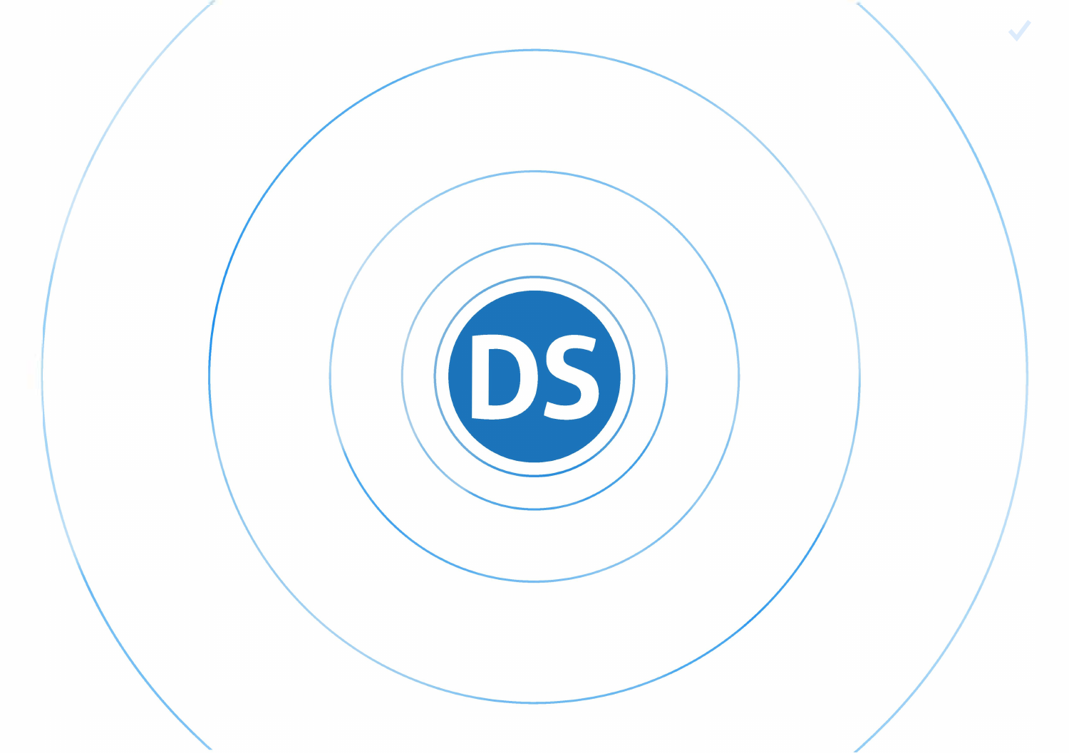DS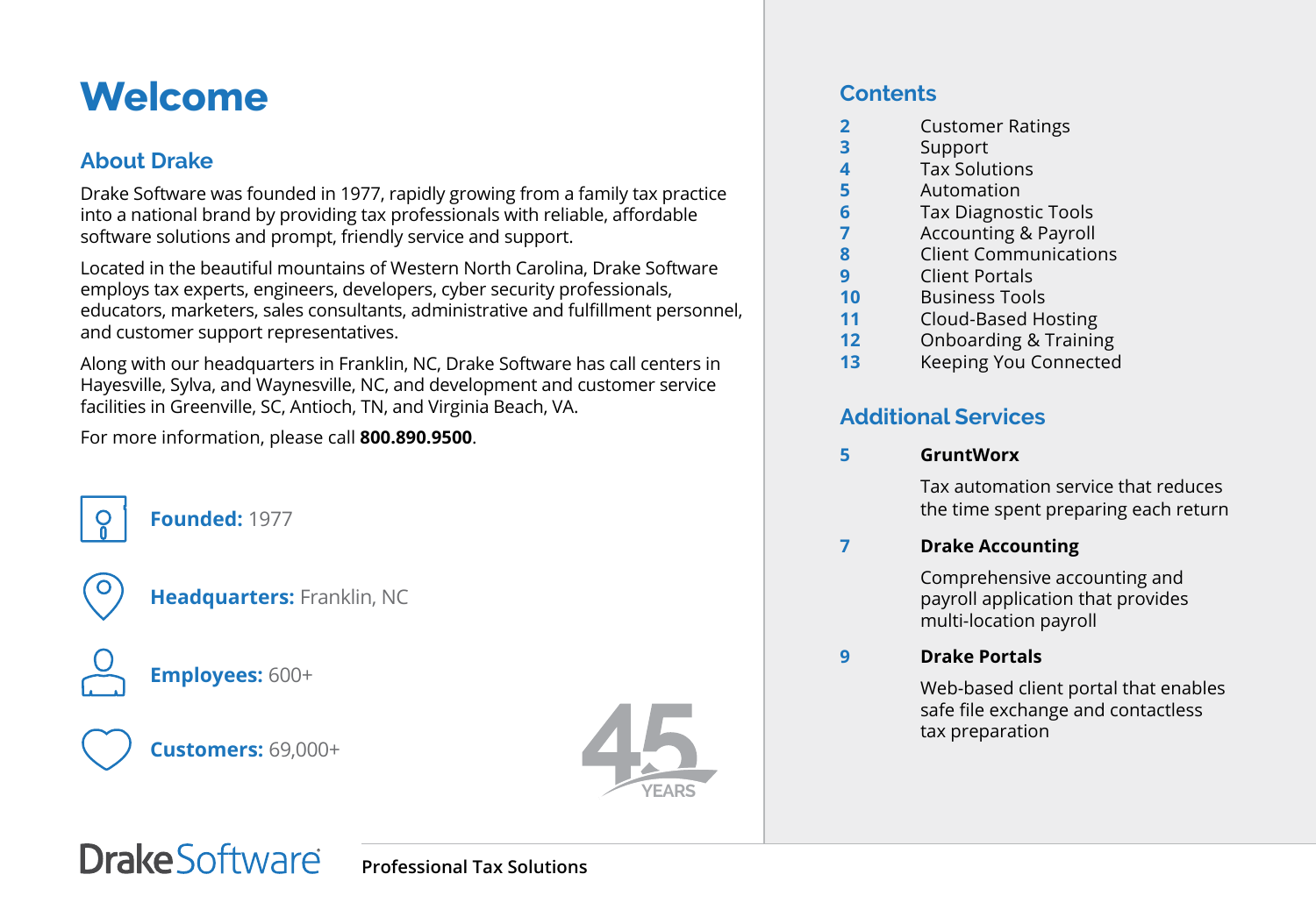# Welcome

## About Drake

Drake Software was founded in 1977, rapidly growing from a family tax practice into a national brand by providing tax professionals with reliable, affordable software solutions and prompt, friendly service and support.

Located in the beautiful mountains of Western North Carolina, Drake Software employs tax experts, engineers, developers, cyber security professionals, educators, marketers, sales consultants, administrative and fulfillment personnel, and customer support representatives.

Along with our headquarters in Franklin, NC, Drake Software has call centers in Hayesville, Sylva, and Waynesville, NC, and development and customer service facilities in Greenville, SC, Antioch, TN, and Virginia Beach, VA.

For more information, please call **800.890.9500**.

**Founded:** 1977

**Headquarters:** Franklin, NC

**Employees:** 600+

**Customers:** 69,000+

45 YEARS

## Contents

| | |
|---|---|
| **2** | Customer Ratings |
| **3** | Support |
| **4** | Tax Solutions |
| **5** | Automation |
| **6** | Tax Diagnostic Tools |
| **7** | Accounting & Payroll |
| **8** | Client Communications |
| **9** | Client Portals |
| **10** | Business Tools |
| **11** | Cloud-Based Hosting |
| **12** | Onboarding & Training |
| **13** | Keeping You Connected |

## Additional Services

**5** **GruntWorx**

Tax automation service that reduces the time spent preparing each return

**7** **Drake Accounting**

Comprehensive accounting and payroll application that provides multi-location payroll

**9** **Drake Portals**

Web-based client portal that enables safe file exchange and contactless tax preparation

Drake Software — **Professional Tax Solutions**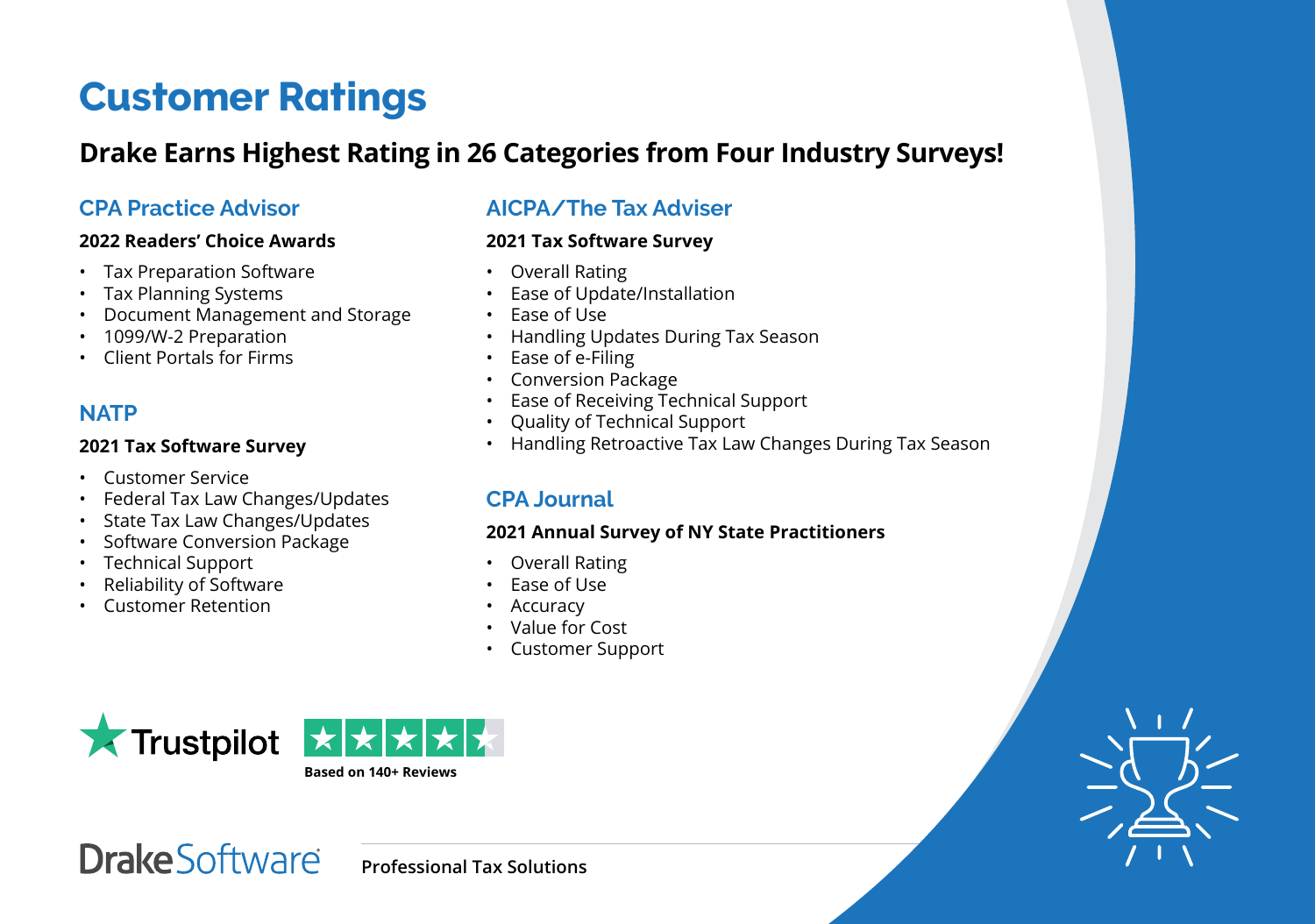# Customer Ratings

## Drake Earns Highest Rating in 26 Categories from Four Industry Surveys!

### CPA Practice Advisor

**2022 Readers' Choice Awards**

- Tax Preparation Software
- Tax Planning Systems
- Document Management and Storage
- 1099/W-2 Preparation
- Client Portals for Firms

### NATP

**2021 Tax Software Survey**

- Customer Service
- Federal Tax Law Changes/Updates
- State Tax Law Changes/Updates
- Software Conversion Package
- Technical Support
- Reliability of Software
- Customer Retention

### AICPA/The Tax Adviser

**2021 Tax Software Survey**

- Overall Rating
- Ease of Update/Installation
- Ease of Use
- Handling Updates During Tax Season
- Ease of e-Filing
- Conversion Package
- Ease of Receiving Technical Support
- Quality of Technical Support
- Handling Retroactive Tax Law Changes During Tax Season

### CPA Journal

**2021 Annual Survey of NY State Practitioners**

- Overall Rating
- Ease of Use
- Accuracy
- Value for Cost
- Customer Support

Trustpilot

**Based on 140+ Reviews**

Drake Software

**Professional Tax Solutions**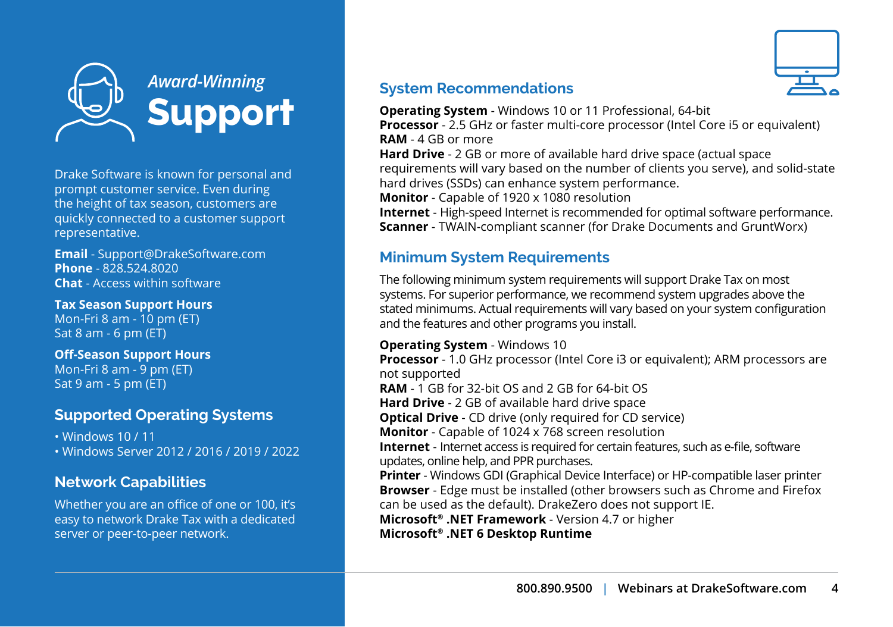# *Award-Winning* Support

Drake Software is known for personal and prompt customer service. Even during the height of tax season, customers are quickly connected to a customer support representative.

**Email** - Support@DrakeSoftware.com
**Phone** - 828.524.8020
**Chat** - Access within software

**Tax Season Support Hours**
Mon-Fri 8 am - 10 pm (ET)
Sat 8 am - 6 pm (ET)

**Off-Season Support Hours**
Mon-Fri 8 am - 9 pm (ET)
Sat 9 am - 5 pm (ET)

## Supported Operating Systems

- Windows 10 / 11
- Windows Server 2012 / 2016 / 2019 / 2022

## Network Capabilities

Whether you are an office of one or 100, it's easy to network Drake Tax with a dedicated server or peer-to-peer network.

## System Recommendations

**Operating System** - Windows 10 or 11 Professional, 64-bit
**Processor** - 2.5 GHz or faster multi-core processor (Intel Core i5 or equivalent)
**RAM** - 4 GB or more
**Hard Drive** - 2 GB or more of available hard drive space (actual space requirements will vary based on the number of clients you serve), and solid-state hard drives (SSDs) can enhance system performance.
**Monitor** - Capable of 1920 x 1080 resolution
**Internet** - High-speed Internet is recommended for optimal software performance.
**Scanner** - TWAIN-compliant scanner (for Drake Documents and GruntWorx)

## Minimum System Requirements

The following minimum system requirements will support Drake Tax on most systems. For superior performance, we recommend system upgrades above the stated minimums. Actual requirements will vary based on your system configuration and the features and other programs you install.

**Operating System** - Windows 10
**Processor** - 1.0 GHz processor (Intel Core i3 or equivalent); ARM processors are not supported
**RAM** - 1 GB for 32-bit OS and 2 GB for 64-bit OS
**Hard Drive** - 2 GB of available hard drive space
**Optical Drive** - CD drive (only required for CD service)
**Monitor** - Capable of 1024 x 768 screen resolution
**Internet** - Internet access is required for certain features, such as e-file, software updates, online help, and PPR purchases.
**Printer** - Windows GDI (Graphical Device Interface) or HP-compatible laser printer
**Browser** - Edge must be installed (other browsers such as Chrome and Firefox can be used as the default). DrakeZero does not support IE.
**Microsoft® .NET Framework** - Version 4.7 or higher
**Microsoft® .NET 6 Desktop Runtime**

800.890.9500 | Webinars at DrakeSoftware.com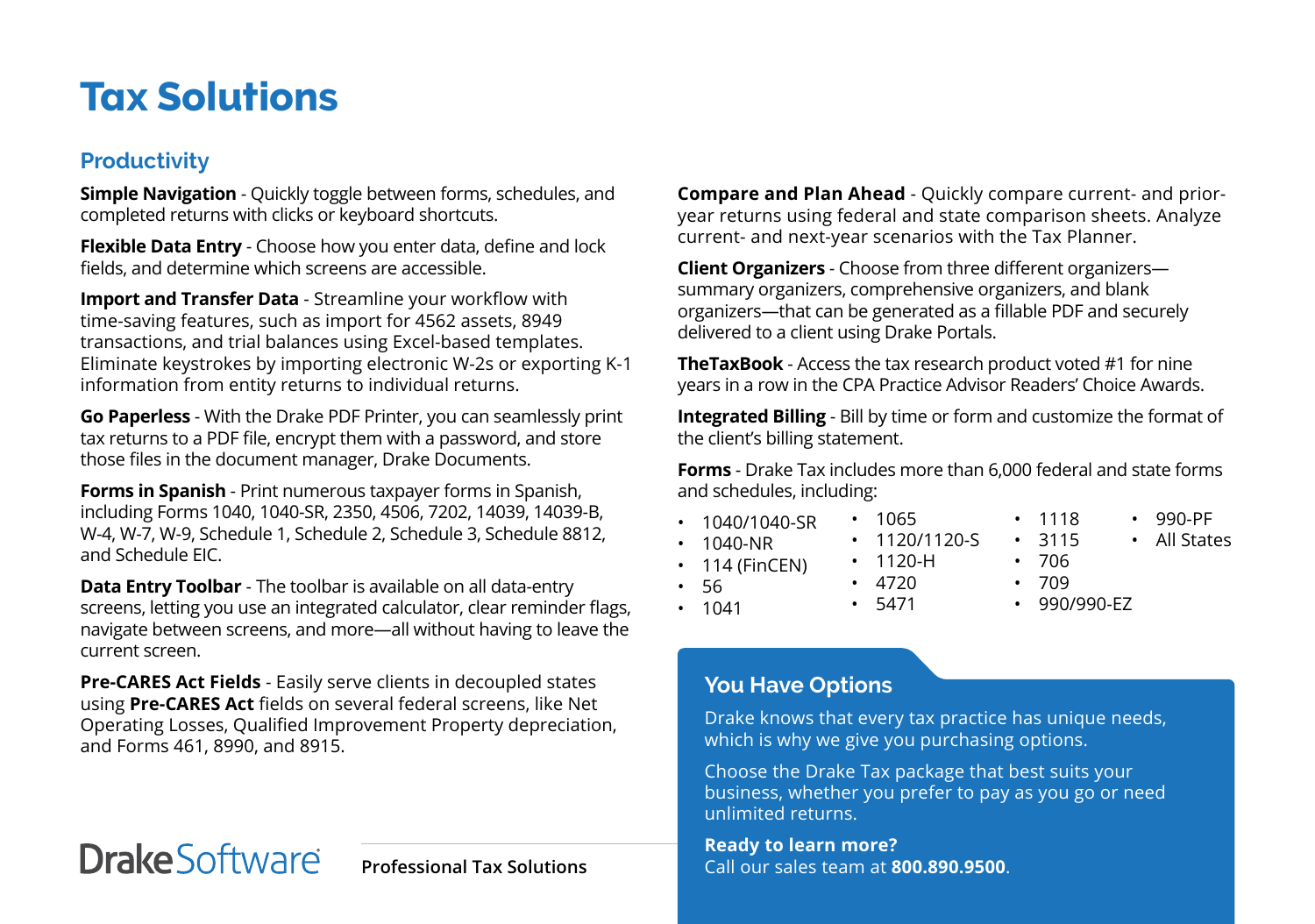# Tax Solutions

## Productivity

**Simple Navigation** - Quickly toggle between forms, schedules, and completed returns with clicks or keyboard shortcuts.

**Flexible Data Entry** - Choose how you enter data, define and lock fields, and determine which screens are accessible.

**Import and Transfer Data** - Streamline your workflow with time-saving features, such as import for 4562 assets, 8949 transactions, and trial balances using Excel-based templates. Eliminate keystrokes by importing electronic W-2s or exporting K-1 information from entity returns to individual returns.

**Go Paperless** - With the Drake PDF Printer, you can seamlessly print tax returns to a PDF file, encrypt them with a password, and store those files in the document manager, Drake Documents.

**Forms in Spanish** - Print numerous taxpayer forms in Spanish, including Forms 1040, 1040-SR, 2350, 4506, 7202, 14039, 14039-B, W-4, W-7, W-9, Schedule 1, Schedule 2, Schedule 3, Schedule 8812, and Schedule EIC.

**Data Entry Toolbar** - The toolbar is available on all data-entry screens, letting you use an integrated calculator, clear reminder flags, navigate between screens, and more—all without having to leave the current screen.

**Pre-CARES Act Fields** - Easily serve clients in decoupled states using **Pre-CARES Act** fields on several federal screens, like Net Operating Losses, Qualified Improvement Property depreciation, and Forms 461, 8990, and 8915.

**Compare and Plan Ahead** - Quickly compare current- and prior-year returns using federal and state comparison sheets. Analyze current- and next-year scenarios with the Tax Planner.

**Client Organizers** - Choose from three different organizers—summary organizers, comprehensive organizers, and blank organizers—that can be generated as a fillable PDF and securely delivered to a client using Drake Portals.

**TheTaxBook** - Access the tax research product voted #1 for nine years in a row in the CPA Practice Advisor Readers' Choice Awards.

**Integrated Billing** - Bill by time or form and customize the format of the client's billing statement.

**Forms** - Drake Tax includes more than 6,000 federal and state forms and schedules, including:

- 1040/1040-SR
- 1040-NR
- 114 (FinCEN)
- 56
- 1041
- 1065
- 1120/1120-S
- 1120-H
- 4720
- 5471
- 1118
- 3115
- 706
- 709
- 990/990-EZ
- 990-PF
- All States

### You Have Options

Drake knows that every tax practice has unique needs, which is why we give you purchasing options.

Choose the Drake Tax package that best suits your business, whether you prefer to pay as you go or need unlimited returns.

**Ready to learn more?**
Call our sales team at **800.890.9500**.

DrakeSoftware Professional Tax Solutions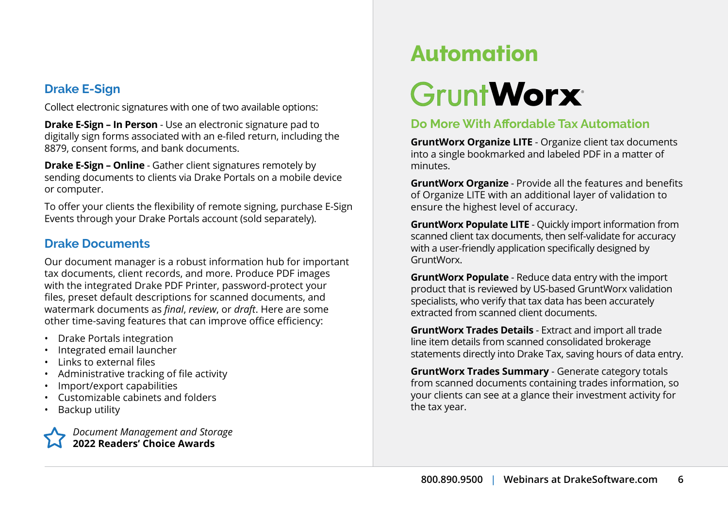## Drake E-Sign

Collect electronic signatures with one of two available options:

**Drake E-Sign – In Person** - Use an electronic signature pad to digitally sign forms associated with an e-filed return, including the 8879, consent forms, and bank documents.

**Drake E-Sign – Online** - Gather client signatures remotely by sending documents to clients via Drake Portals on a mobile device or computer.

To offer your clients the flexibility of remote signing, purchase E-Sign Events through your Drake Portals account (sold separately).

## Drake Documents

Our document manager is a robust information hub for important tax documents, client records, and more. Produce PDF images with the integrated Drake PDF Printer, password-protect your files, preset default descriptions for scanned documents, and watermark documents as *final*, *review*, or *draft*. Here are some other time-saving features that can improve office efficiency:

- Drake Portals integration
- Integrated email launcher
- Links to external files
- Administrative tracking of file activity
- Import/export capabilities
- Customizable cabinets and folders
- Backup utility

*Document Management and Storage*
**2022 Readers' Choice Awards**

# Automation

## GruntWorx

### Do More With Affordable Tax Automation

**GruntWorx Organize LITE** - Organize client tax documents into a single bookmarked and labeled PDF in a matter of minutes.

**GruntWorx Organize** - Provide all the features and benefits of Organize LITE with an additional layer of validation to ensure the highest level of accuracy.

**GruntWorx Populate LITE** - Quickly import information from scanned client tax documents, then self-validate for accuracy with a user-friendly application specifically designed by GruntWorx.

**GruntWorx Populate** - Reduce data entry with the import product that is reviewed by US-based GruntWorx validation specialists, who verify that tax data has been accurately extracted from scanned client documents.

**GruntWorx Trades Details** - Extract and import all trade line item details from scanned consolidated brokerage statements directly into Drake Tax, saving hours of data entry.

**GruntWorx Trades Summary** - Generate category totals from scanned documents containing trades information, so your clients can see at a glance their investment activity for the tax year.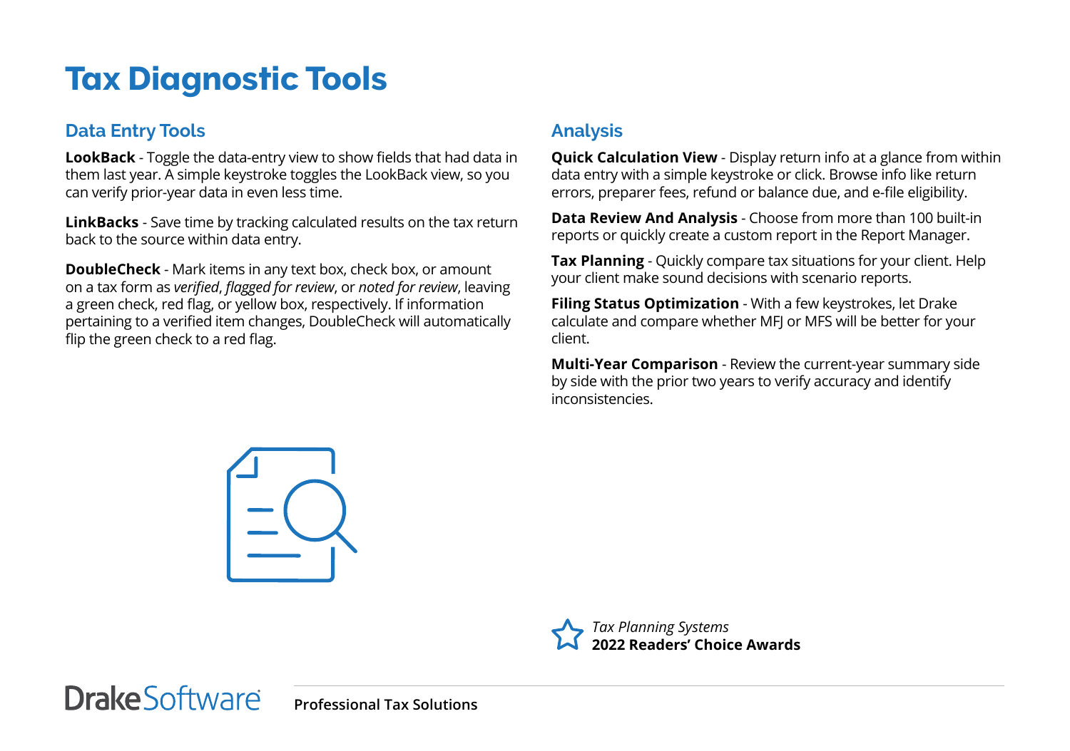# Tax Diagnostic Tools

## Data Entry Tools

**LookBack** - Toggle the data-entry view to show fields that had data in them last year. A simple keystroke toggles the LookBack view, so you can verify prior-year data in even less time.

**LinkBacks** - Save time by tracking calculated results on the tax return back to the source within data entry.

**DoubleCheck** - Mark items in any text box, check box, or amount on a tax form as *verified*, *flagged for review*, or *noted for review*, leaving a green check, red flag, or yellow box, respectively. If information pertaining to a verified item changes, DoubleCheck will automatically flip the green check to a red flag.

## Analysis

**Quick Calculation View** - Display return info at a glance from within data entry with a simple keystroke or click. Browse info like return errors, preparer fees, refund or balance due, and e-file eligibility.

**Data Review And Analysis** - Choose from more than 100 built-in reports or quickly create a custom report in the Report Manager.

**Tax Planning** - Quickly compare tax situations for your client. Help your client make sound decisions with scenario reports.

**Filing Status Optimization** - With a few keystrokes, let Drake calculate and compare whether MFJ or MFS will be better for your client.

**Multi-Year Comparison** - Review the current-year summary side by side with the prior two years to verify accuracy and identify inconsistencies.

*Tax Planning Systems*
**2022 Readers' Choice Awards**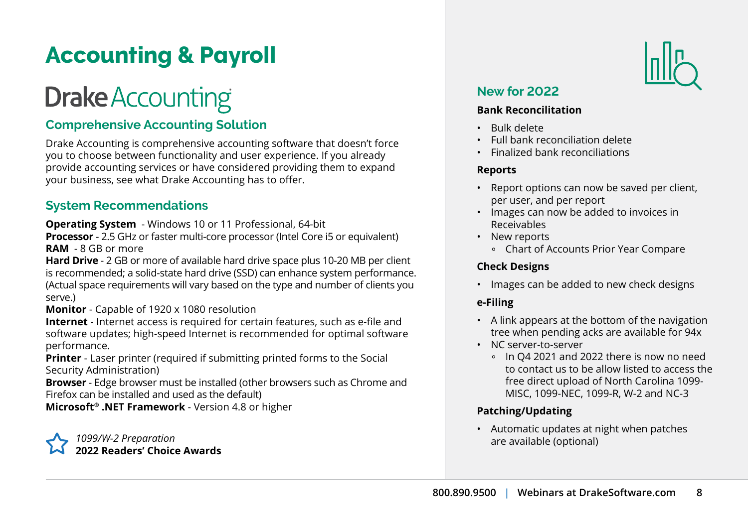# Accounting & Payroll

## Drake Accounting

### Comprehensive Accounting Solution

Drake Accounting is comprehensive accounting software that doesn't force you to choose between functionality and user experience. If you already provide accounting services or have considered providing them to expand your business, see what Drake Accounting has to offer.

### System Recommendations

**Operating System** - Windows 10 or 11 Professional, 64-bit
**Processor** - 2.5 GHz or faster multi-core processor (Intel Core i5 or equivalent)
**RAM** - 8 GB or more
**Hard Drive** - 2 GB or more of available hard drive space plus 10-20 MB per client is recommended; a solid-state hard drive (SSD) can enhance system performance. (Actual space requirements will vary based on the type and number of clients you serve.)
**Monitor** - Capable of 1920 x 1080 resolution
**Internet** - Internet access is required for certain features, such as e-file and software updates; high-speed Internet is recommended for optimal software performance.
**Printer** - Laser printer (required if submitting printed forms to the Social Security Administration)
**Browser** - Edge browser must be installed (other browsers such as Chrome and Firefox can be installed and used as the default)
**Microsoft® .NET Framework** - Version 4.8 or higher

*1099/W-2 Preparation*
**2022 Readers' Choice Awards**

### New for 2022

**Bank Reconcilitation**

- Bulk delete
- Full bank reconciliation delete
- Finalized bank reconciliations

**Reports**

- Report options can now be saved per client, per user, and per report
- Images can now be added to invoices in Receivables
- New reports
  - Chart of Accounts Prior Year Compare

**Check Designs**

- Images can be added to new check designs

**e-Filing**

- A link appears at the bottom of the navigation tree when pending acks are available for 94x
- NC server-to-server
  - In Q4 2021 and 2022 there is now no need to contact us to be allow listed to access the free direct upload of North Carolina 1099-MISC, 1099-NEC, 1099-R, W-2 and NC-3

**Patching/Updating**

- Automatic updates at night when patches are available (optional)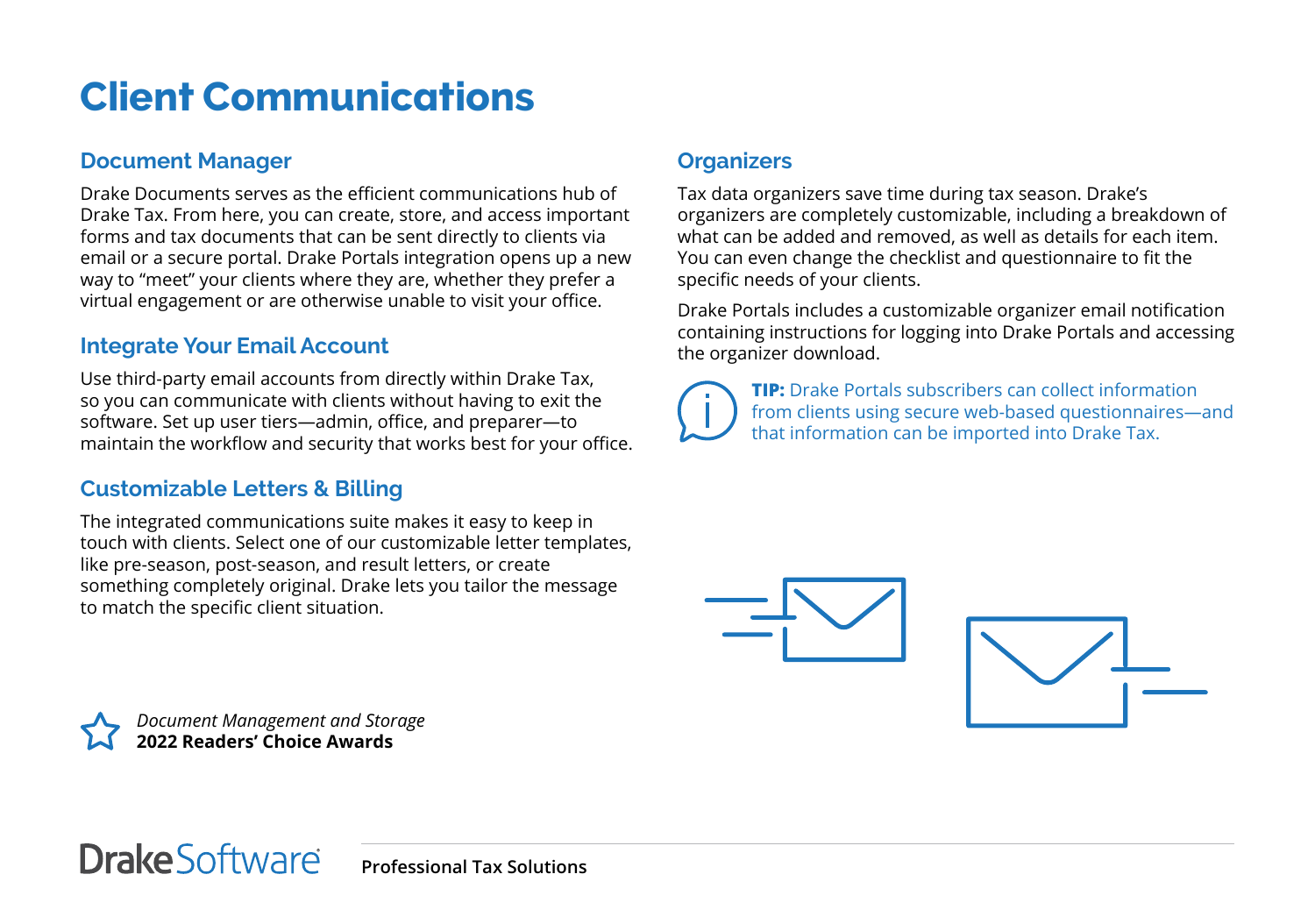# Client Communications

## Document Manager

Drake Documents serves as the efficient communications hub of Drake Tax. From here, you can create, store, and access important forms and tax documents that can be sent directly to clients via email or a secure portal. Drake Portals integration opens up a new way to "meet" your clients where they are, whether they prefer a virtual engagement or are otherwise unable to visit your office.

## Integrate Your Email Account

Use third-party email accounts from directly within Drake Tax, so you can communicate with clients without having to exit the software. Set up user tiers—admin, office, and preparer—to maintain the workflow and security that works best for your office.

## Customizable Letters & Billing

The integrated communications suite makes it easy to keep in touch with clients. Select one of our customizable letter templates, like pre-season, post-season, and result letters, or create something completely original. Drake lets you tailor the message to match the specific client situation.

*Document Management and Storage*
**2022 Readers' Choice Awards**

## Organizers

Tax data organizers save time during tax season. Drake's organizers are completely customizable, including a breakdown of what can be added and removed, as well as details for each item. You can even change the checklist and questionnaire to fit the specific needs of your clients.

Drake Portals includes a customizable organizer email notification containing instructions for logging into Drake Portals and accessing the organizer download.

**TIP:** Drake Portals subscribers can collect information from clients using secure web-based questionnaires—and that information can be imported into Drake Tax.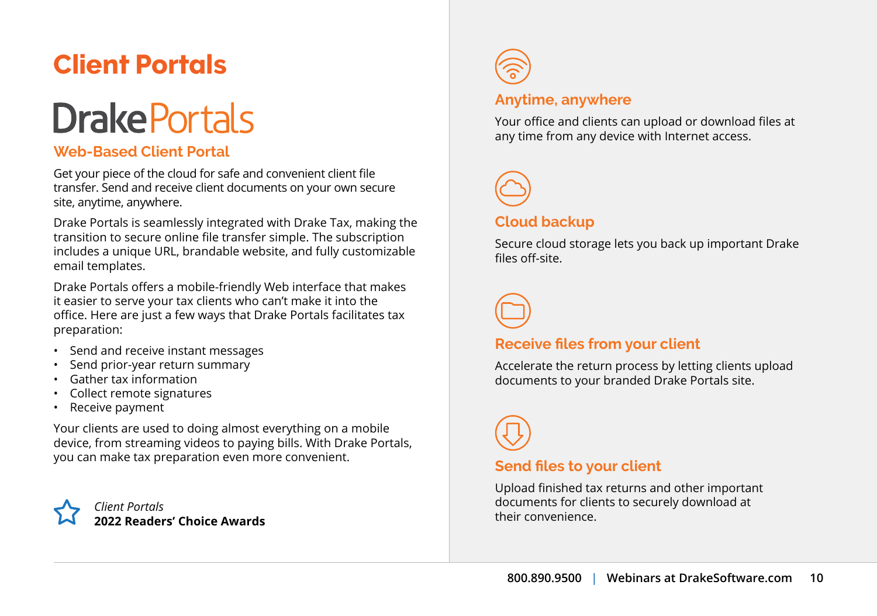# Client Portals

## DrakePortals

### Web-Based Client Portal

Get your piece of the cloud for safe and convenient client file transfer. Send and receive client documents on your own secure site, anytime, anywhere.

Drake Portals is seamlessly integrated with Drake Tax, making the transition to secure online file transfer simple. The subscription includes a unique URL, brandable website, and fully customizable email templates.

Drake Portals offers a mobile-friendly Web interface that makes it easier to serve your tax clients who can't make it into the office. Here are just a few ways that Drake Portals facilitates tax preparation:

- Send and receive instant messages
- Send prior-year return summary
- Gather tax information
- Collect remote signatures
- Receive payment

Your clients are used to doing almost everything on a mobile device, from streaming videos to paying bills. With Drake Portals, you can make tax preparation even more convenient.

*Client Portals*
**2022 Readers' Choice Awards**

### Anytime, anywhere

Your office and clients can upload or download files at any time from any device with Internet access.

### Cloud backup

Secure cloud storage lets you back up important Drake files off-site.

### Receive files from your client

Accelerate the return process by letting clients upload documents to your branded Drake Portals site.

### Send files to your client

Upload finished tax returns and other important documents for clients to securely download at their convenience.

800.890.9500 | Webinars at DrakeSoftware.com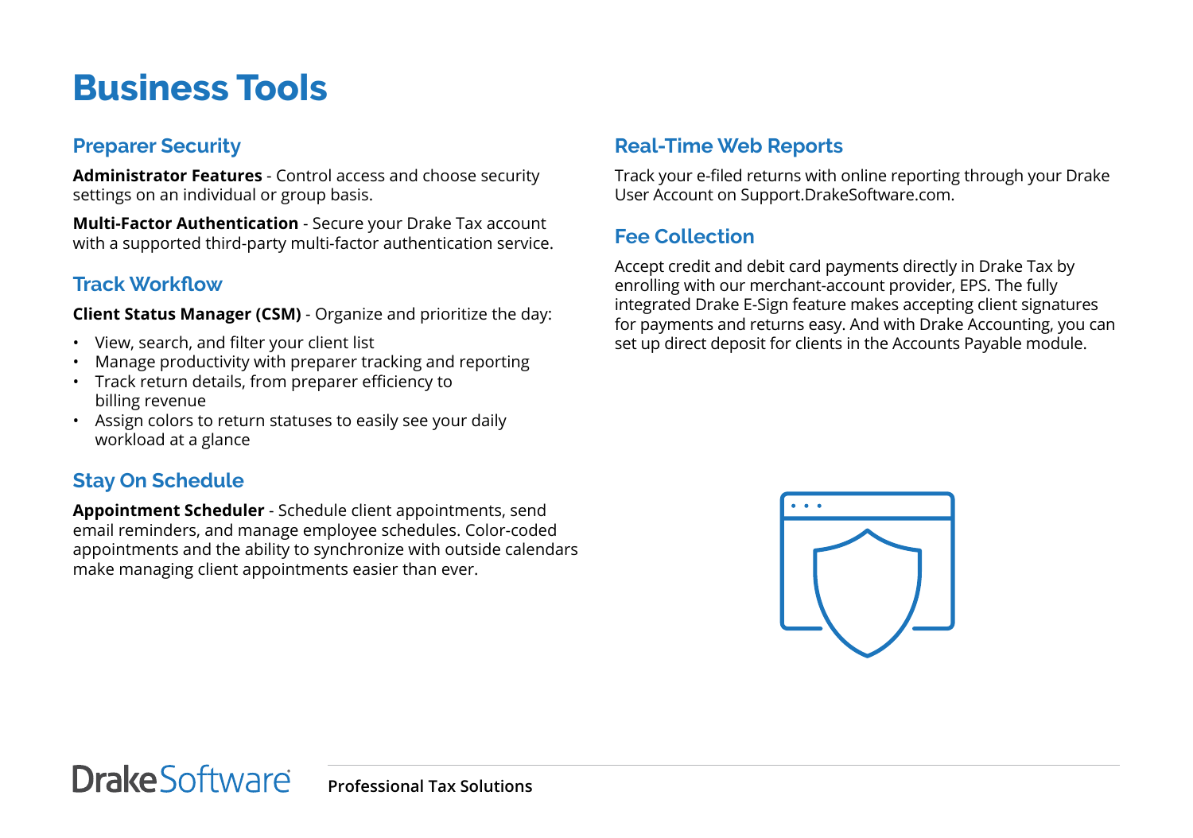# Business Tools

## Preparer Security

**Administrator Features** - Control access and choose security settings on an individual or group basis.

**Multi-Factor Authentication** - Secure your Drake Tax account with a supported third-party multi-factor authentication service.

## Track Workflow

**Client Status Manager (CSM)** - Organize and prioritize the day:

- View, search, and filter your client list
- Manage productivity with preparer tracking and reporting
- Track return details, from preparer efficiency to billing revenue
- Assign colors to return statuses to easily see your daily workload at a glance

## Stay On Schedule

**Appointment Scheduler** - Schedule client appointments, send email reminders, and manage employee schedules. Color-coded appointments and the ability to synchronize with outside calendars make managing client appointments easier than ever.

## Real-Time Web Reports

Track your e-filed returns with online reporting through your Drake User Account on Support.DrakeSoftware.com.

## Fee Collection

Accept credit and debit card payments directly in Drake Tax by enrolling with our merchant-account provider, EPS. The fully integrated Drake E-Sign feature makes accepting client signatures for payments and returns easy. And with Drake Accounting, you can set up direct deposit for clients in the Accounts Payable module.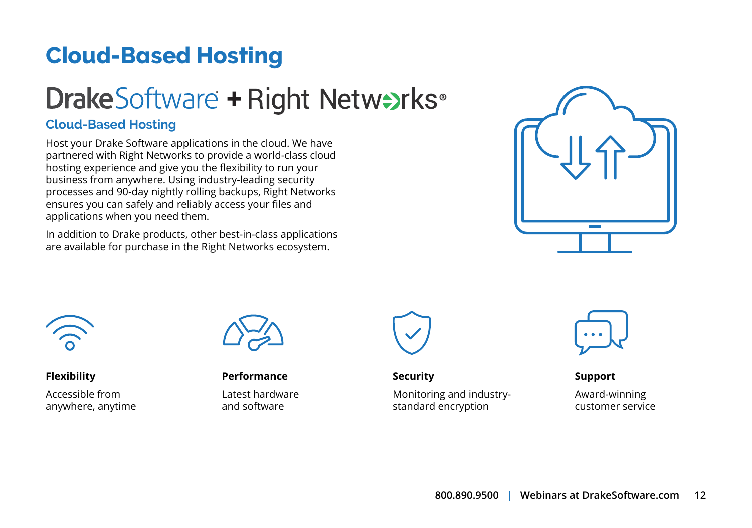# Cloud-Based Hosting

## DrakeSoftware + Right Networks®

### Cloud-Based Hosting

Host your Drake Software applications in the cloud. We have partnered with Right Networks to provide a world-class cloud hosting experience and give you the flexibility to run your business from anywhere. Using industry-leading security processes and 90-day nightly rolling backups, Right Networks ensures you can safely and reliably access your files and applications when you need them.

In addition to Drake products, other best-in-class applications are available for purchase in the Right Networks ecosystem.

**Flexibility**

Accessible from anywhere, anytime

**Performance**

Latest hardware and software

**Security**

Monitoring and industry-standard encryption

**Support**

Award-winning customer service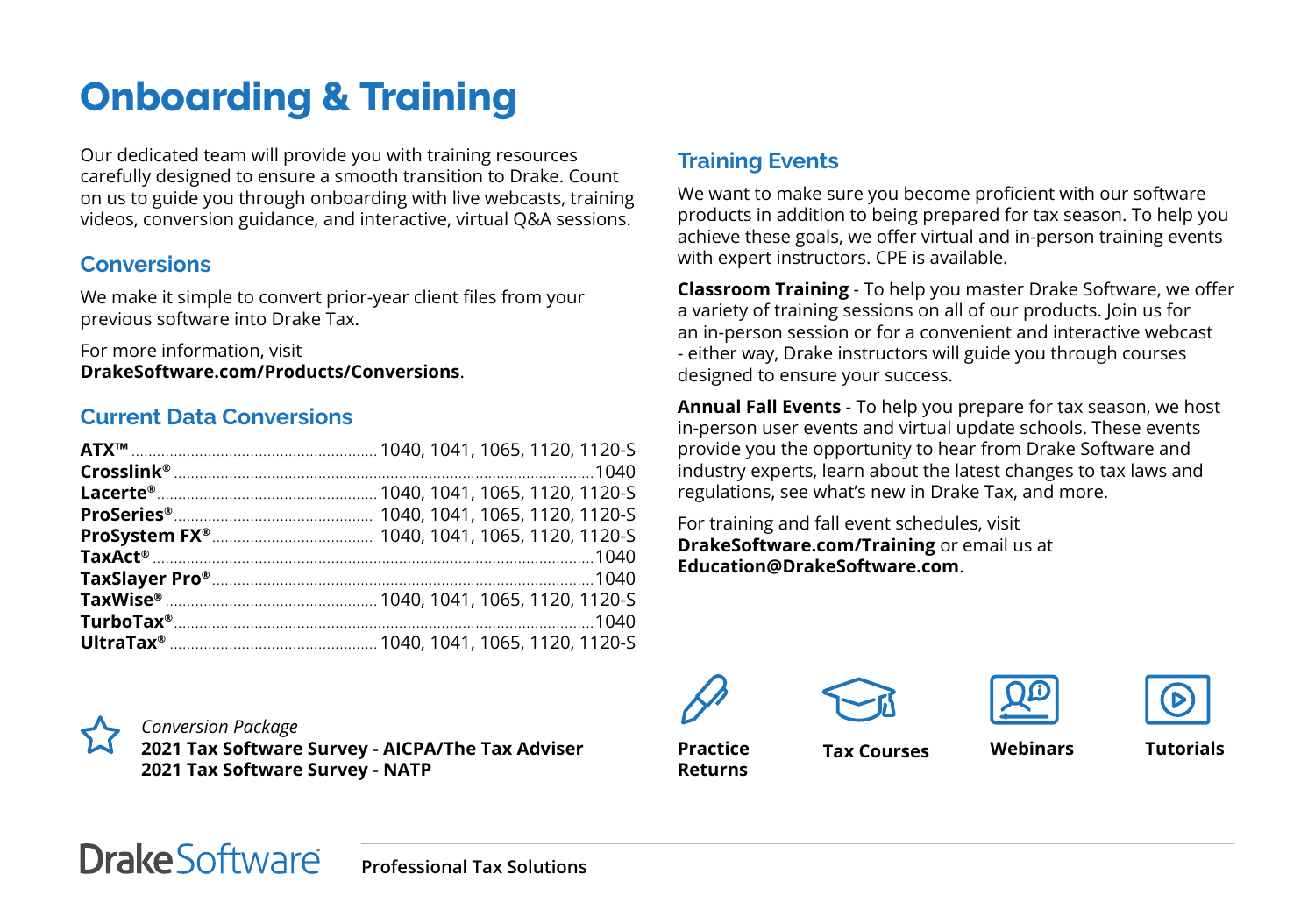# Onboarding & Training

Our dedicated team will provide you with training resources carefully designed to ensure a smooth transition to Drake. Count on us to guide you through onboarding with live webcasts, training videos, conversion guidance, and interactive, virtual Q&A sessions.

## Conversions

We make it simple to convert prior-year client files from your previous software into Drake Tax.

For more information, visit **DrakeSoftware.com/Products/Conversions**.

## Current Data Conversions

| Software | Forms |
|---|---|
| **ATX™** | 1040, 1041, 1065, 1120, 1120-S |
| **Crosslink®** | 1040 |
| **Lacerte®** | 1040, 1041, 1065, 1120, 1120-S |
| **ProSeries®** | 1040, 1041, 1065, 1120, 1120-S |
| **ProSystem FX®** | 1040, 1041, 1065, 1120, 1120-S |
| **TaxAct®** | 1040 |
| **TaxSlayer Pro®** | 1040 |
| **TaxWise®** | 1040, 1041, 1065, 1120, 1120-S |
| **TurboTax®** | 1040 |
| **UltraTax®** | 1040, 1041, 1065, 1120, 1120-S |

*Conversion Package*
**2021 Tax Software Survey - AICPA/The Tax Adviser**
**2021 Tax Software Survey - NATP**

## Training Events

We want to make sure you become proficient with our software products in addition to being prepared for tax season. To help you achieve these goals, we offer virtual and in-person training events with expert instructors. CPE is available.

**Classroom Training** - To help you master Drake Software, we offer a variety of training sessions on all of our products. Join us for an in-person session or for a convenient and interactive webcast - either way, Drake instructors will guide you through courses designed to ensure your success.

**Annual Fall Events** - To help you prepare for tax season, we host in-person user events and virtual update schools. These events provide you the opportunity to hear from Drake Software and industry experts, learn about the latest changes to tax laws and regulations, see what's new in Drake Tax, and more.

For training and fall event schedules, visit **DrakeSoftware.com/Training** or email us at **Education@DrakeSoftware.com**.

**Practice Returns**

**Tax Courses**

**Webinars**

**Tutorials**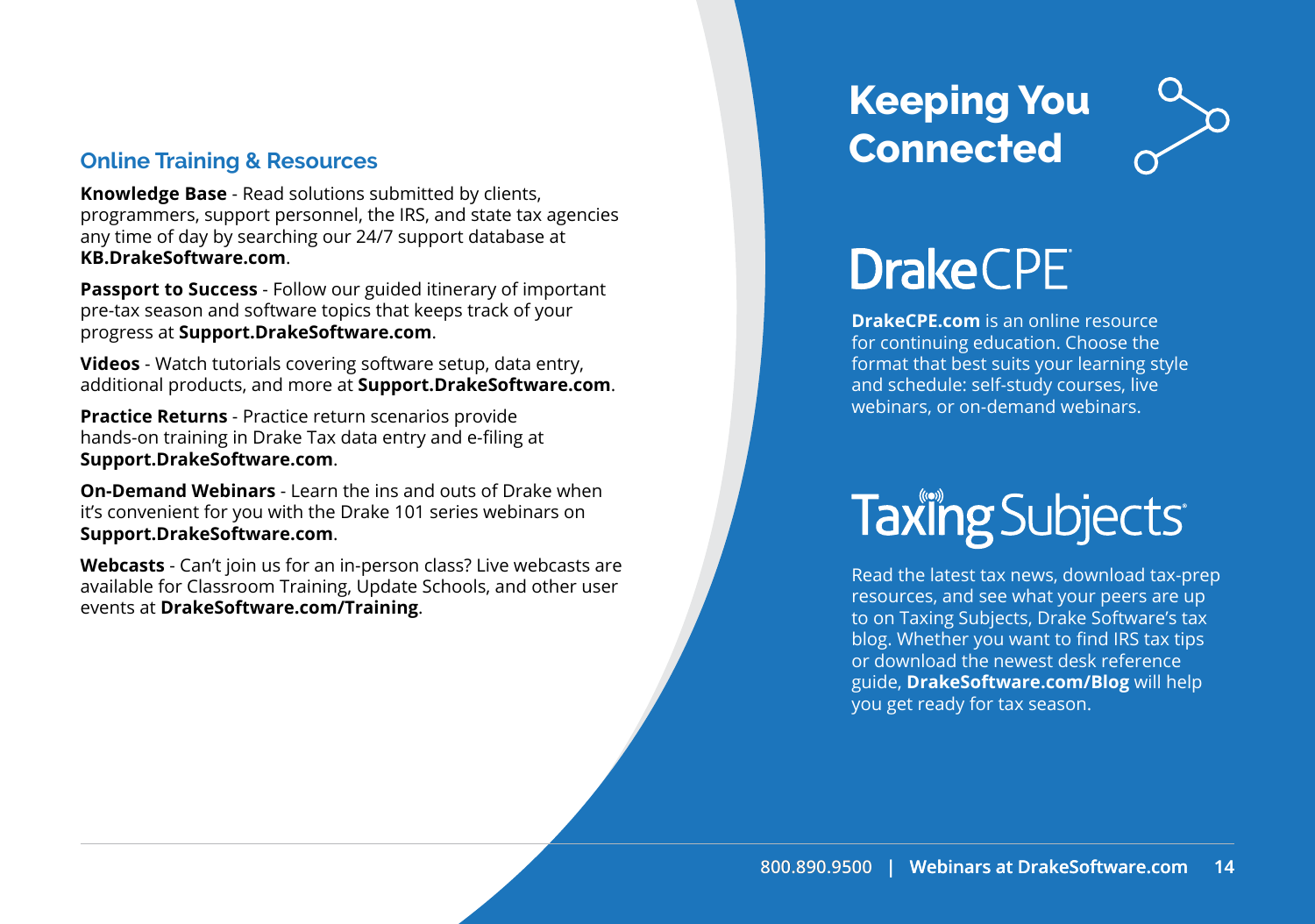## Online Training & Resources

**Knowledge Base** - Read solutions submitted by clients, programmers, support personnel, the IRS, and state tax agencies any time of day by searching our 24/7 support database at **KB.DrakeSoftware.com**.

**Passport to Success** - Follow our guided itinerary of important pre-tax season and software topics that keeps track of your progress at **Support.DrakeSoftware.com**.

**Videos** - Watch tutorials covering software setup, data entry, additional products, and more at **Support.DrakeSoftware.com**.

**Practice Returns** - Practice return scenarios provide hands-on training in Drake Tax data entry and e-filing at **Support.DrakeSoftware.com**.

**On-Demand Webinars** - Learn the ins and outs of Drake when it's convenient for you with the Drake 101 series webinars on **Support.DrakeSoftware.com**.

**Webcasts** - Can't join us for an in-person class? Live webcasts are available for Classroom Training, Update Schools, and other user events at **DrakeSoftware.com/Training**.

# Keeping You Connected

## DrakeCPE

**DrakeCPE.com** is an online resource for continuing education. Choose the format that best suits your learning style and schedule: self-study courses, live webinars, or on-demand webinars.

## Taxing Subjects

Read the latest tax news, download tax-prep resources, and see what your peers are up to on Taxing Subjects, Drake Software's tax blog. Whether you want to find IRS tax tips or download the newest desk reference guide, **DrakeSoftware.com/Blog** will help you get ready for tax season.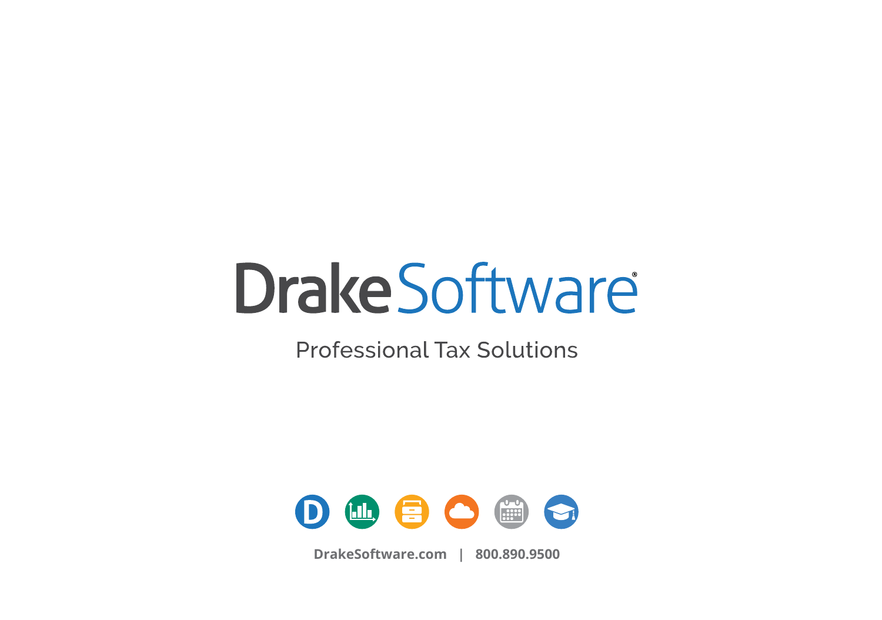# Drake Software®

Professional Tax Solutions

DrakeSoftware.com | 800.890.9500